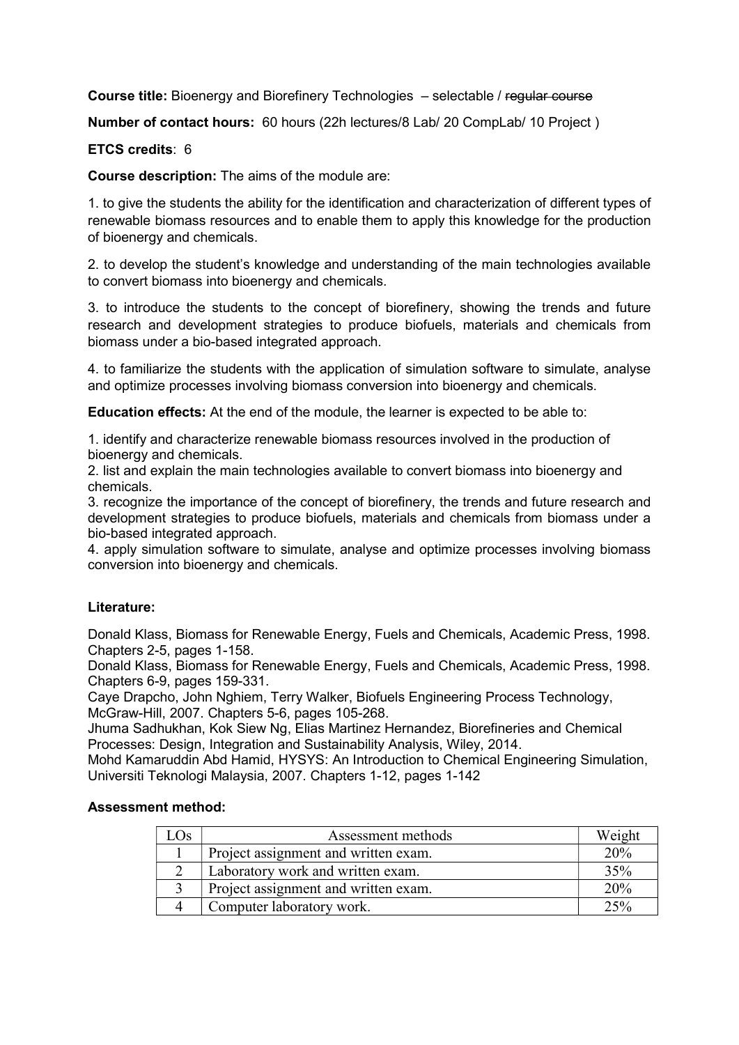**Course title:** Bioenergy and Biorefinery Technologies – selectable / ~~regular course~~

**Number of contact hours:** 60 hours (22h lectures/8 Lab/ 20 CompLab/ 10 Project )

**ETCS credits**: 6

**Course description:** The aims of the module are:

1. to give the students the ability for the identification and characterization of different types of renewable biomass resources and to enable them to apply this knowledge for the production of bioenergy and chemicals.

2. to develop the student's knowledge and understanding of the main technologies available to convert biomass into bioenergy and chemicals.

3. to introduce the students to the concept of biorefinery, showing the trends and future research and development strategies to produce biofuels, materials and chemicals from biomass under a bio-based integrated approach.

4. to familiarize the students with the application of simulation software to simulate, analyse and optimize processes involving biomass conversion into bioenergy and chemicals.

**Education effects:** At the end of the module, the learner is expected to be able to:

1. identify and characterize renewable biomass resources involved in the production of bioenergy and chemicals.
2. list and explain the main technologies available to convert biomass into bioenergy and chemicals.
3. recognize the importance of the concept of biorefinery, the trends and future research and development strategies to produce biofuels, materials and chemicals from biomass under a bio-based integrated approach.
4. apply simulation software to simulate, analyse and optimize processes involving biomass conversion into bioenergy and chemicals.

**Literature:**

Donald Klass, Biomass for Renewable Energy, Fuels and Chemicals, Academic Press, 1998. Chapters 2-5, pages 1-158.
Donald Klass, Biomass for Renewable Energy, Fuels and Chemicals, Academic Press, 1998. Chapters 6-9, pages 159-331.
Caye Drapcho, John Nghiem, Terry Walker, Biofuels Engineering Process Technology, McGraw-Hill, 2007. Chapters 5-6, pages 105-268.
Jhuma Sadhukhan, Kok Siew Ng, Elias Martinez Hernandez, Biorefineries and Chemical Processes: Design, Integration and Sustainability Analysis, Wiley, 2014.
Mohd Kamaruddin Abd Hamid, HYSYS: An Introduction to Chemical Engineering Simulation, Universiti Teknologi Malaysia, 2007. Chapters 1-12, pages 1-142

**Assessment method:**

| LOs | Assessment methods | Weight |
|---|---|---|
| 1 | Project assignment and written exam. | 20% |
| 2 | Laboratory work and written exam. | 35% |
| 3 | Project assignment and written exam. | 20% |
| 4 | Computer laboratory work. | 25% |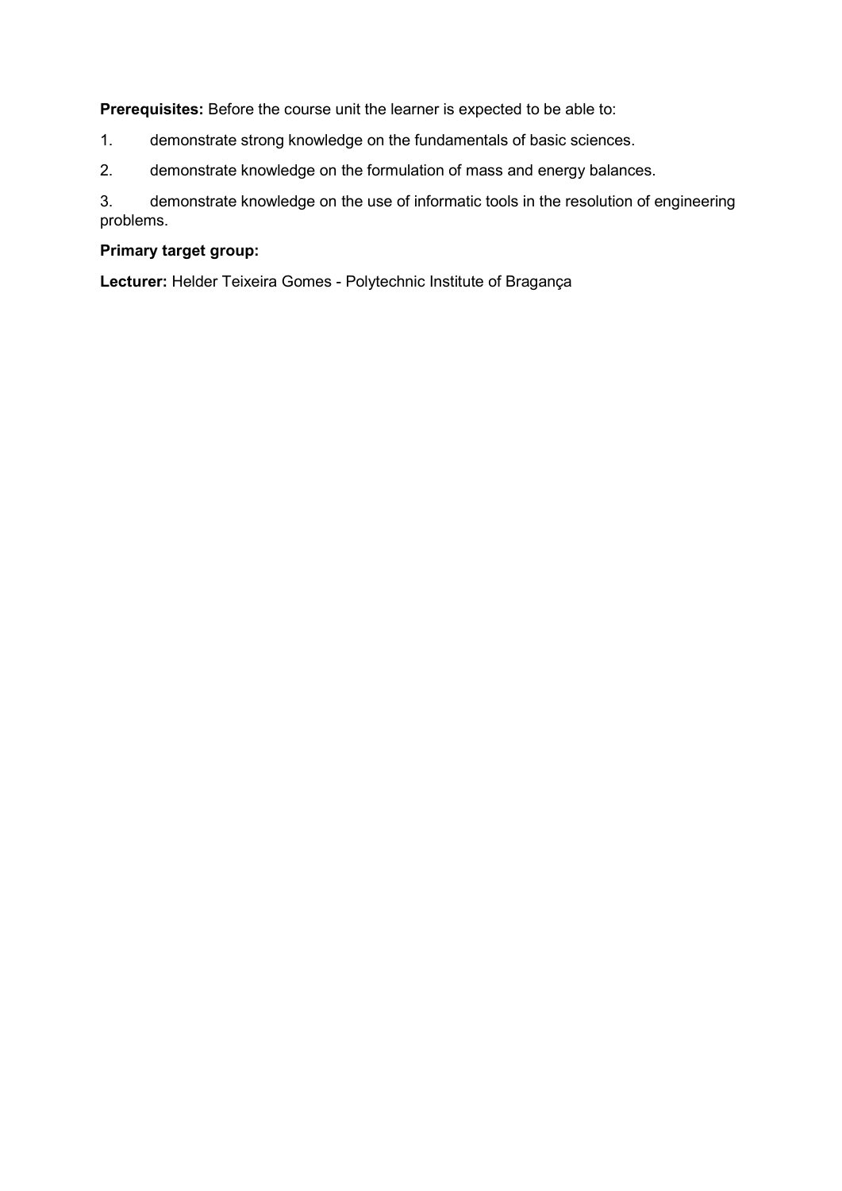**Prerequisites:** Before the course unit the learner is expected to be able to:

1. demonstrate strong knowledge on the fundamentals of basic sciences.
2. demonstrate knowledge on the formulation of mass and energy balances.
3. demonstrate knowledge on the use of informatic tools in the resolution of engineering problems.

**Primary target group:**

**Lecturer:** Helder Teixeira Gomes - Polytechnic Institute of Bragança